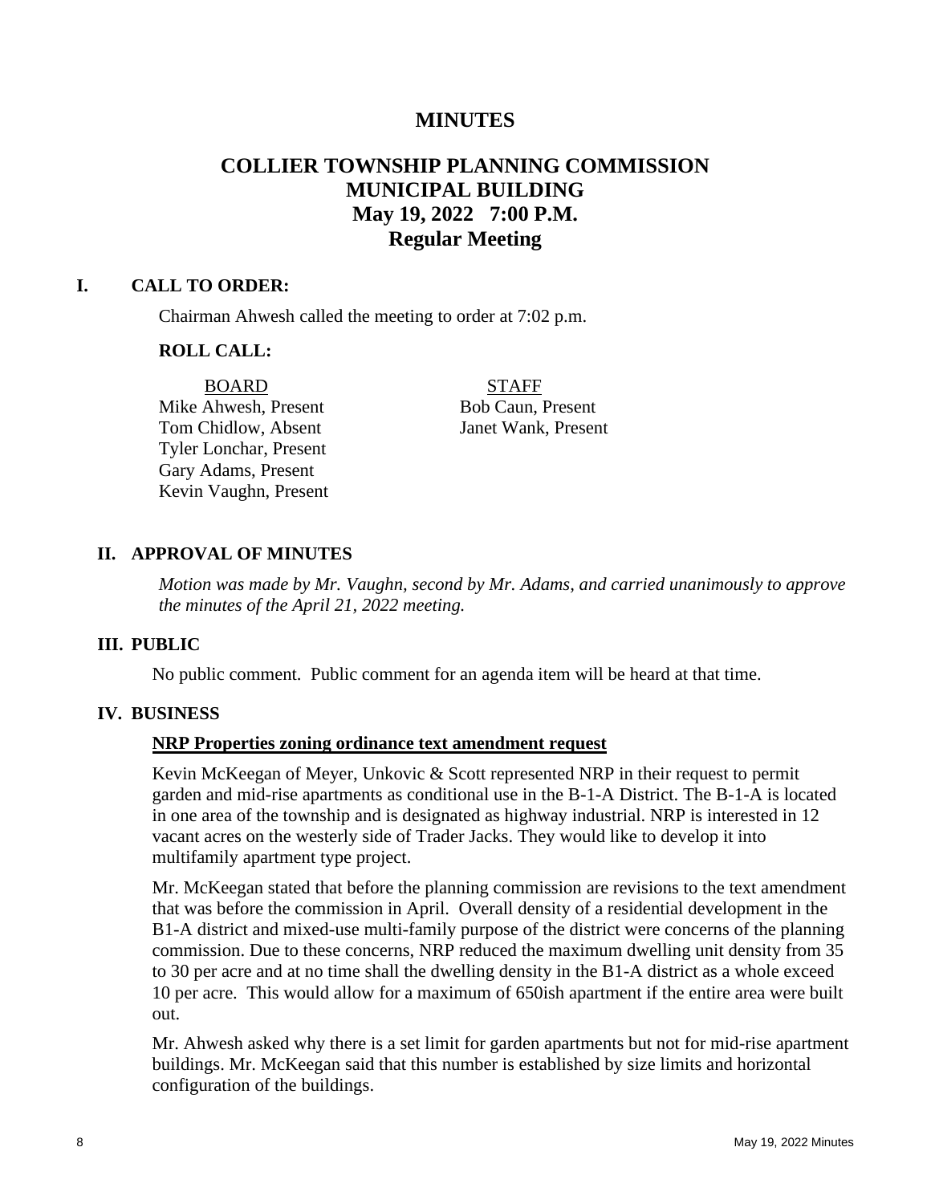# MINUTES

## COLLIER TOWNSHIP PLANNING COMMISSION
## MUNICIPAL BUILDING
## May 19, 2022 7:00 P.M.
## Regular Meeting

### I. CALL TO ORDER:

Chairman Ahwesh called the meeting to order at 7:02 p.m.

**ROLL CALL:**

| BOARD | STAFF |
|---|---|
| Mike Ahwesh, Present | Bob Caun, Present |
| Tom Chidlow, Absent | Janet Wank, Present |
| Tyler Lonchar, Present | |
| Gary Adams, Present | |
| Kevin Vaughn, Present | |

### II. APPROVAL OF MINUTES

*Motion was made by Mr. Vaughn, second by Mr. Adams, and carried unanimously to approve the minutes of the April 21, 2022 meeting.*

### III. PUBLIC

No public comment. Public comment for an agenda item will be heard at that time.

### IV. BUSINESS

**NRP Properties zoning ordinance text amendment request**

Kevin McKeegan of Meyer, Unkovic & Scott represented NRP in their request to permit garden and mid-rise apartments as conditional use in the B-1-A District. The B-1-A is located in one area of the township and is designated as highway industrial. NRP is interested in 12 vacant acres on the westerly side of Trader Jacks. They would like to develop it into multifamily apartment type project.

Mr. McKeegan stated that before the planning commission are revisions to the text amendment that was before the commission in April. Overall density of a residential development in the B1-A district and mixed-use multi-family purpose of the district were concerns of the planning commission. Due to these concerns, NRP reduced the maximum dwelling unit density from 35 to 30 per acre and at no time shall the dwelling density in the B1-A district as a whole exceed 10 per acre. This would allow for a maximum of 650ish apartment if the entire area were built out.

Mr. Ahwesh asked why there is a set limit for garden apartments but not for mid-rise apartment buildings. Mr. McKeegan said that this number is established by size limits and horizontal configuration of the buildings.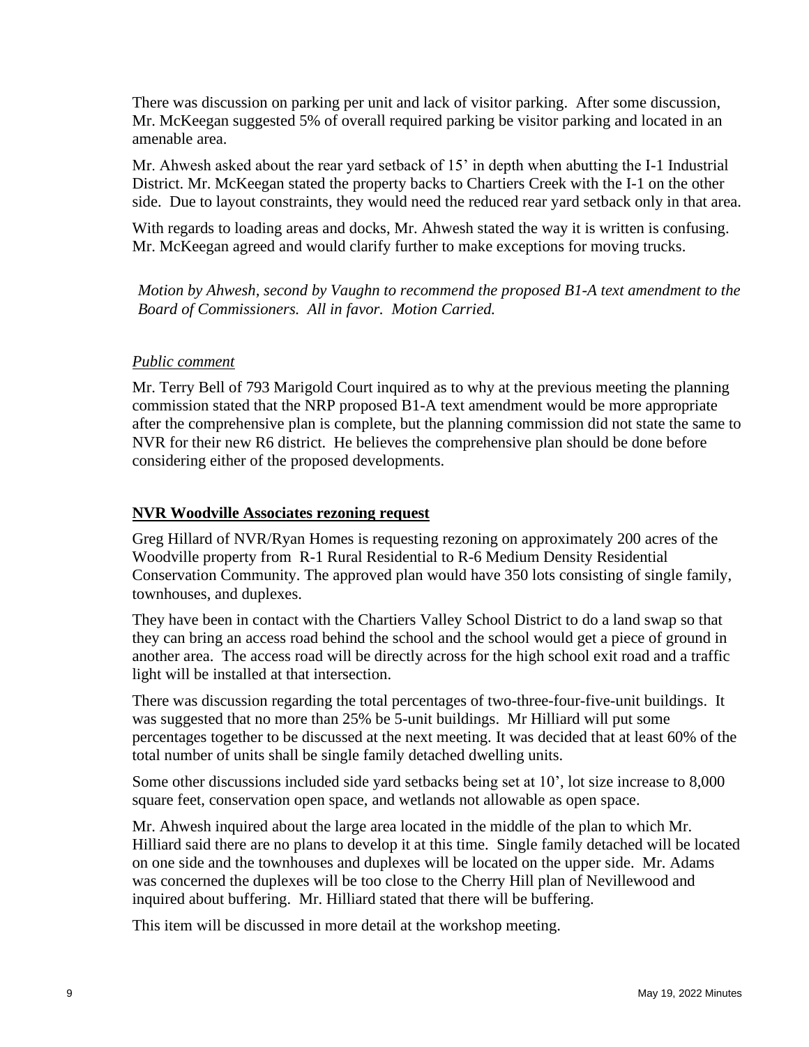There was discussion on parking per unit and lack of visitor parking. After some discussion, Mr. McKeegan suggested 5% of overall required parking be visitor parking and located in an amenable area.

Mr. Ahwesh asked about the rear yard setback of 15' in depth when abutting the I-1 Industrial District. Mr. McKeegan stated the property backs to Chartiers Creek with the I-1 on the other side. Due to layout constraints, they would need the reduced rear yard setback only in that area.

With regards to loading areas and docks, Mr. Ahwesh stated the way it is written is confusing. Mr. McKeegan agreed and would clarify further to make exceptions for moving trucks.

*Motion by Ahwesh, second by Vaughn to recommend the proposed B1-A text amendment to the Board of Commissioners. All in favor. Motion Carried.*

*Public comment*

Mr. Terry Bell of 793 Marigold Court inquired as to why at the previous meeting the planning commission stated that the NRP proposed B1-A text amendment would be more appropriate after the comprehensive plan is complete, but the planning commission did not state the same to NVR for their new R6 district. He believes the comprehensive plan should be done before considering either of the proposed developments.

**NVR Woodville Associates rezoning request**

Greg Hillard of NVR/Ryan Homes is requesting rezoning on approximately 200 acres of the Woodville property from R-1 Rural Residential to R-6 Medium Density Residential Conservation Community. The approved plan would have 350 lots consisting of single family, townhouses, and duplexes.

They have been in contact with the Chartiers Valley School District to do a land swap so that they can bring an access road behind the school and the school would get a piece of ground in another area. The access road will be directly across for the high school exit road and a traffic light will be installed at that intersection.

There was discussion regarding the total percentages of two-three-four-five-unit buildings. It was suggested that no more than 25% be 5-unit buildings. Mr Hilliard will put some percentages together to be discussed at the next meeting. It was decided that at least 60% of the total number of units shall be single family detached dwelling units.

Some other discussions included side yard setbacks being set at 10', lot size increase to 8,000 square feet, conservation open space, and wetlands not allowable as open space.

Mr. Ahwesh inquired about the large area located in the middle of the plan to which Mr. Hilliard said there are no plans to develop it at this time. Single family detached will be located on one side and the townhouses and duplexes will be located on the upper side. Mr. Adams was concerned the duplexes will be too close to the Cherry Hill plan of Nevillewood and inquired about buffering. Mr. Hilliard stated that there will be buffering.

This item will be discussed in more detail at the workshop meeting.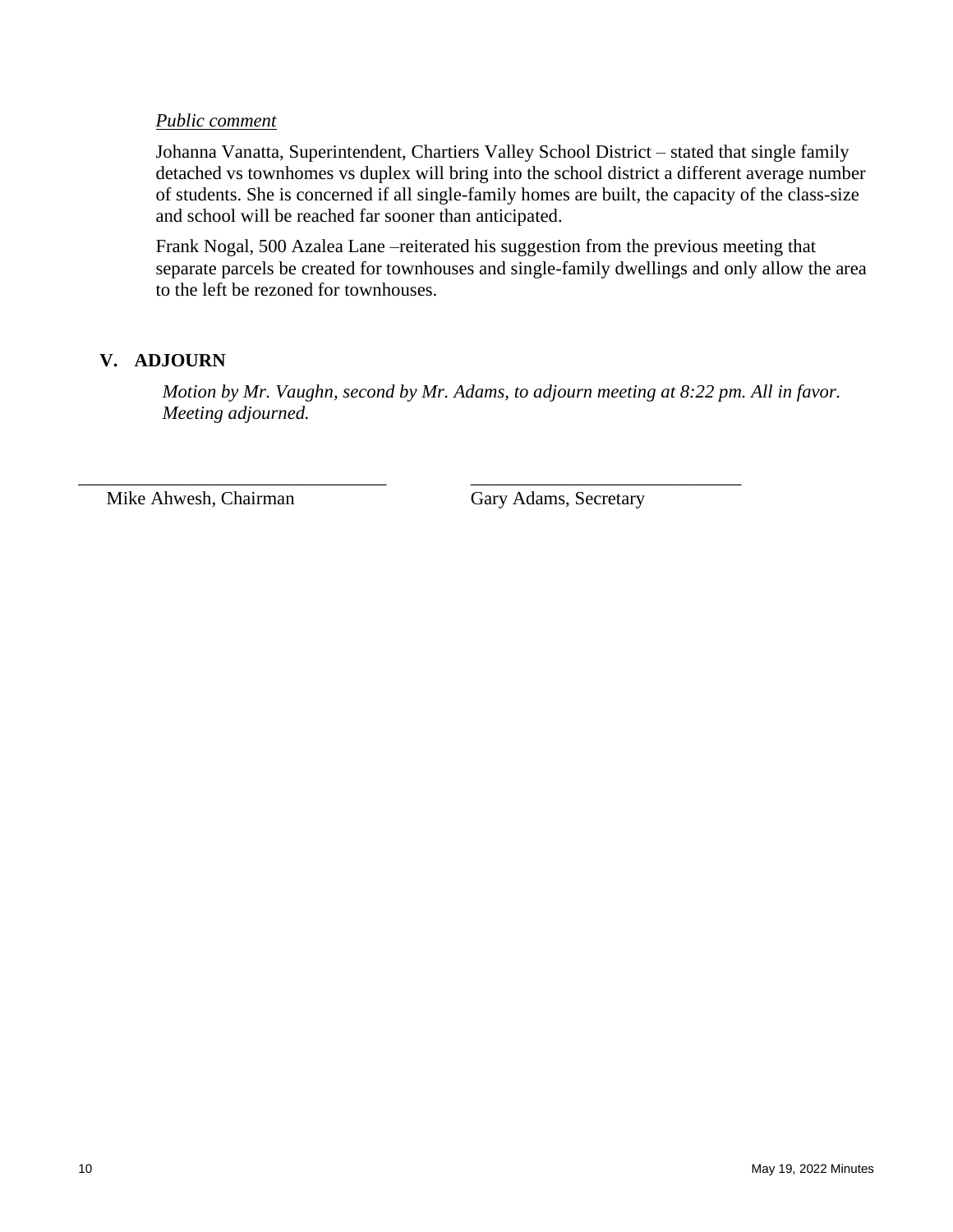*Public comment*

Johanna Vanatta, Superintendent, Chartiers Valley School District – stated that single family detached vs townhomes vs duplex will bring into the school district a different average number of students. She is concerned if all single-family homes are built, the capacity of the class-size and school will be reached far sooner than anticipated.

Frank Nogal, 500 Azalea Lane –reiterated his suggestion from the previous meeting that separate parcels be created for townhouses and single-family dwellings and only allow the area to the left be rezoned for townhouses.

## V. ADJOURN

*Motion by Mr. Vaughn, second by Mr. Adams, to adjourn meeting at 8:22 pm. All in favor. Meeting adjourned.*

_________________________________ Mike Ahwesh, Chairman

_____________________________ Gary Adams, Secretary